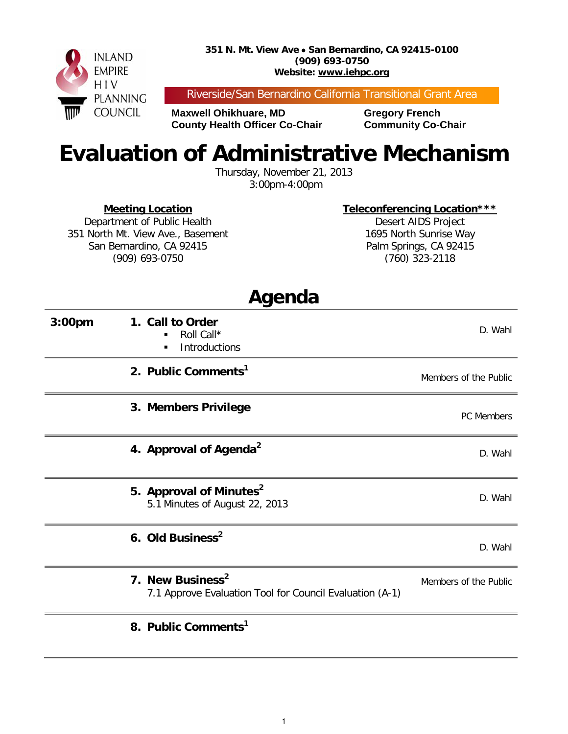INLAND EMPIRE HIV PLANNING COUNCIL

**351 N. Mt. View Ave • San Bernardino, CA 92415-0100**
**(909) 693-0750**
**Website: www.iehpc.org**

Riverside/San Bernardino California Transitional Grant Area

**Maxwell Ohikhuare, MD**
**County Health Officer Co-Chair**

**Gregory French**
**Community Co-Chair**

# Evaluation of Administrative Mechanism

Thursday, November 21, 2013
3:00pm-4:00pm

**Meeting Location**
Department of Public Health
351 North Mt. View Ave., Basement
San Bernardino, CA 92415
(909) 693-0750

**Teleconferencing Location*****
Desert AIDS Project
1695 North Sunrise Way
Palm Springs, CA 92415
(760) 323-2118

## Agenda

| Time | Item | Presenter |
|---|---|---|
| **3:00pm** | **1. Call to Order**<br>▪ Roll Call*<br>▪ Introductions | D. Wahl |
| | **2. Public Comments[1]** | Members of the Public |
| | **3. Members Privilege** | PC Members |
| | **4. Approval of Agenda[2]** | D. Wahl |
| | **5. Approval of Minutes[2]**<br>5.1 Minutes of August 22, 2013 | D. Wahl |
| | **6. Old Business[2]** | D. Wahl |
| | **7. New Business[2]**<br>7.1 Approve Evaluation Tool for Council Evaluation (A-1) | Members of the Public |
| | **8. Public Comments[1]** | |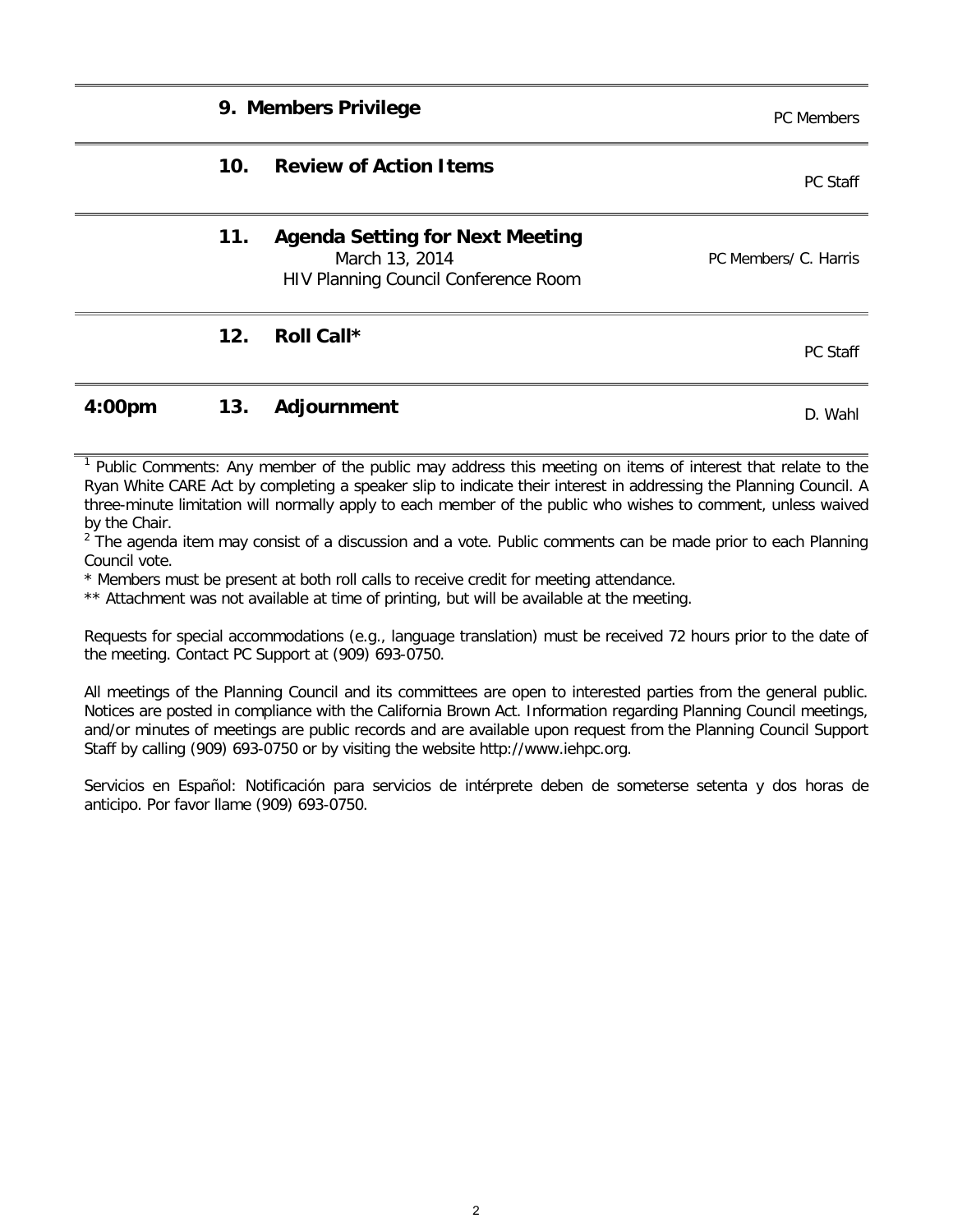| Time | No. | Item | Presenter |
|---|---|---|---|
| | 9. | **Members Privilege** | PC Members |
| | 10. | **Review of Action Items** | PC Staff |
| | 11. | **Agenda Setting for Next Meeting**<br>March 13, 2014<br>HIV Planning Council Conference Room | PC Members/ C. Harris |
| | 12. | **Roll Call*** | PC Staff |
| **4:00pm** | 13. | **Adjournment** | D. Wahl |

[1] Public Comments: Any member of the public may address this meeting on items of interest that relate to the Ryan White CARE Act by completing a speaker slip to indicate their interest in addressing the Planning Council. A three-minute limitation will normally apply to each member of the public who wishes to comment, unless waived by the Chair.

[2] The agenda item may consist of a discussion and a vote. Public comments can be made prior to each Planning Council vote.

* Members must be present at both roll calls to receive credit for meeting attendance.

** Attachment was not available at time of printing, but will be available at the meeting.

Requests for special accommodations (e.g., language translation) must be received 72 hours prior to the date of the meeting. Contact PC Support at (909) 693-0750.

All meetings of the Planning Council and its committees are open to interested parties from the general public. Notices are posted in compliance with the California Brown Act. Information regarding Planning Council meetings, and/or minutes of meetings are public records and are available upon request from the Planning Council Support Staff by calling (909) 693-0750 or by visiting the website http://www.iehpc.org.

Servicios en Español: Notificación para servicios de intérprete deben de someterse setenta y dos horas de anticipo. Por favor llame (909) 693-0750.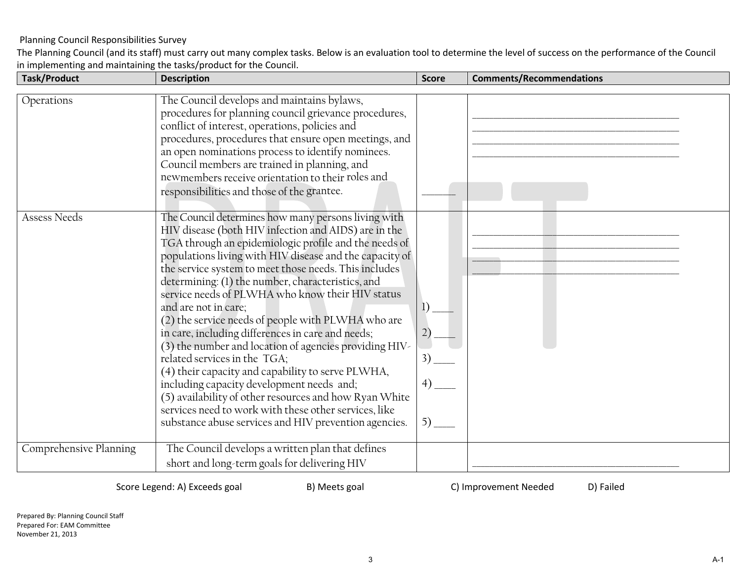Planning Council Responsibilities Survey

The Planning Council (and its staff) must carry out many complex tasks. Below is an evaluation tool to determine the level of success on the performance of the Council in implementing and maintaining the tasks/product for the Council.

| Task/Product | Description | Score | Comments/Recommendations |
|---|---|---|---|
| Operations | The Council develops and maintains bylaws, procedures for planning council grievance procedures, conflict of interest, operations, policies and procedures, procedures that ensure open meetings, and an open nominations process to identify nominees. Council members are trained in planning, and newmembers receive orientation to their roles and responsibilities and those of the grantee. | ______ | ________________________________________<br>________________________________________<br>________________________________________<br>________________________________________ |
| Assess Needs | The Council determines how many persons living with HIV disease (both HIV infection and AIDS) are in the TGA through an epidemiologic profile and the needs of populations living with HIV disease and the capacity of the service system to meet those needs. This includes determining: (1) the number, characteristics, and service needs of PLWHA who know their HIV status and are not in care;<br>(2) the service needs of people with PLWHA who are in care, including differences in care and needs;<br>(3) the number and location of agencies providing HIV-related services in the TGA;<br>(4) their capacity and capability to serve PLWHA, including capacity development needs and;<br>(5) availability of other resources and how Ryan White services need to work with these other services, like substance abuse services and HIV prevention agencies. | 1) ____<br>2) ____<br>3) ____<br>4) ____<br>5) ____ | ________________________________________<br>________________________________________<br>________________________________________<br>________________________________________ |
| Comprehensive Planning | The Council develops a written plan that defines short and long-term goals for delivering HIV | | ________________________________________ |

Score Legend: A) Exceeds goal B) Meets goal C) Improvement Needed D) Failed

Prepared By: Planning Council Staff
Prepared For: EAM Committee
November 21, 2013

A-1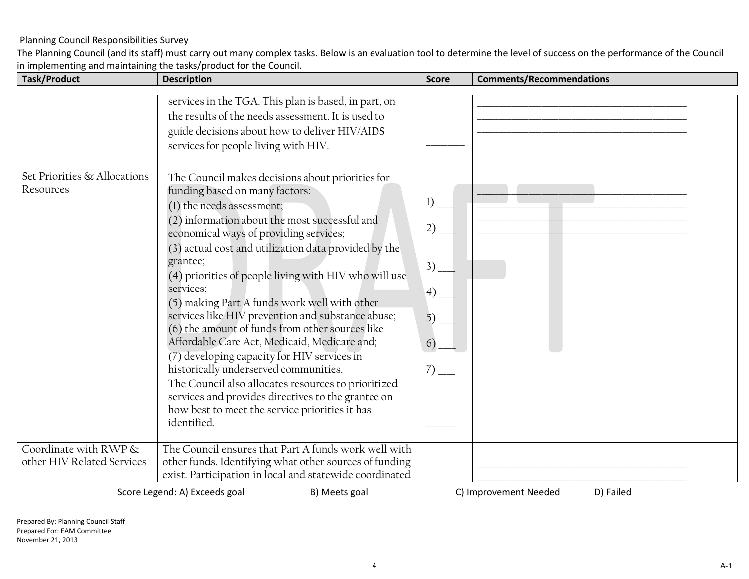Planning Council Responsibilities Survey

The Planning Council (and its staff) must carry out many complex tasks. Below is an evaluation tool to determine the level of success on the performance of the Council in implementing and maintaining the tasks/product for the Council.

| Task/Product | Description | Score | Comments/Recommendations |
|---|---|---|---|
| | services in the TGA. This plan is based, in part, on the results of the needs assessment. It is used to guide decisions about how to deliver HIV/AIDS services for people living with HIV. | ______ | ______________________________________ ______________________________________ ______________________________________ |
| Set Priorities & Allocations Resources | The Council makes decisions about priorities for funding based on many factors:<br>(1) the needs assessment;<br>(2) information about the most successful and economical ways of providing services;<br>(3) actual cost and utilization data provided by the grantee;<br>(4) priorities of people living with HIV who will use services;<br>(5) making Part A funds work well with other services like HIV prevention and substance abuse;<br>(6) the amount of funds from other sources like Affordable Care Act, Medicaid, Medicare and;<br>(7) developing capacity for HIV services in historically underserved communities.<br>The Council also allocates resources to prioritized services and provides directives to the grantee on how best to meet the service priorities it has identified. | 1) ___<br>2) ___<br>3) ___<br>4) ___<br>5) ___<br>6) ___<br>7) ___<br>______ | ______________________________________ ______________________________________ ______________________________________ ______________________________________ |
| Coordinate with RWP & other HIV Related Services | The Council ensures that Part A funds work well with other funds. Identifying what other sources of funding exist. Participation in local and statewide coordinated | | ______________________________________ ______________________________________ |

Score Legend: A) Exceeds goal B) Meets goal C) Improvement Needed D) Failed

Prepared By: Planning Council Staff
Prepared For: EAM Committee
November 21, 2013

A-1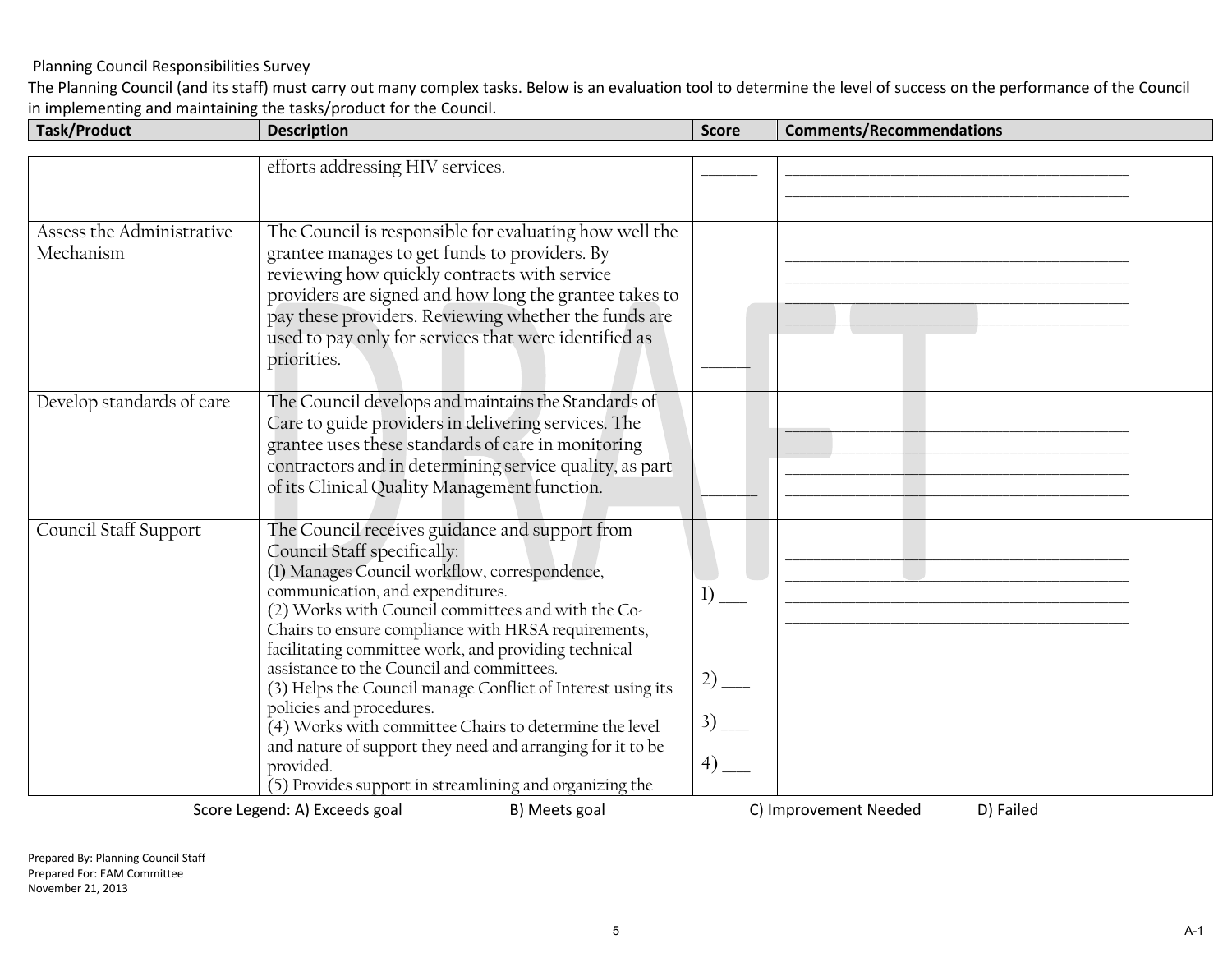Planning Council Responsibilities Survey

The Planning Council (and its staff) must carry out many complex tasks. Below is an evaluation tool to determine the level of success on the performance of the Council in implementing and maintaining the tasks/product for the Council.

| Task/Product | Description | Score | Comments/Recommendations |
|---|---|---|---|
| | efforts addressing HIV services. | ______ | ________________________________________ ________________________________________ |
| Assess the Administrative Mechanism | The Council is responsible for evaluating how well the grantee manages to get funds to providers. By reviewing how quickly contracts with service providers are signed and how long the grantee takes to pay these providers. Reviewing whether the funds are used to pay only for services that were identified as priorities. | ______ | ________________________________________ ________________________________________ ________________________________________ ________________________________________ |
| Develop standards of care | The Council develops and maintains the Standards of Care to guide providers in delivering services. The grantee uses these standards of care in monitoring contractors and in determining service quality, as part of its Clinical Quality Management function. | ______ | ________________________________________ ________________________________________ ________________________________________ ________________________________________ |
| Council Staff Support | The Council receives guidance and support from Council Staff specifically:<br>(1) Manages Council workflow, correspondence, communication, and expenditures.<br>(2) Works with Council committees and with the Co-Chairs to ensure compliance with HRSA requirements, facilitating committee work, and providing technical assistance to the Council and committees.<br>(3) Helps the Council manage Conflict of Interest using its policies and procedures.<br>(4) Works with committee Chairs to determine the level and nature of support they need and arranging for it to be provided.<br>(5) Provides support in streamlining and organizing the | 1) ___<br>2) ___<br>3) ___<br>4) ___ | ________________________________________ ________________________________________ ________________________________________ ________________________________________ |

Score Legend: A) Exceeds goal B) Meets goal C) Improvement Needed D) Failed

Prepared By: Planning Council Staff
Prepared For: EAM Committee
November 21, 2013

A-1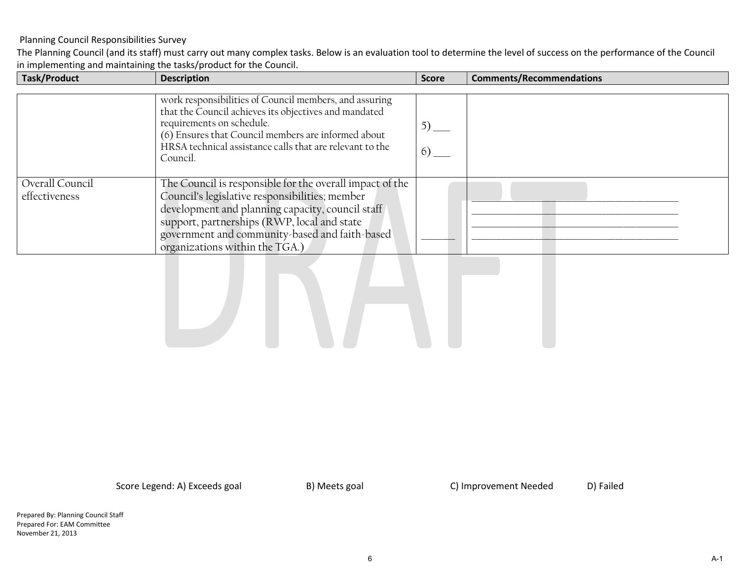Planning Council Responsibilities Survey

The Planning Council (and its staff) must carry out many complex tasks. Below is an evaluation tool to determine the level of success on the performance of the Council in implementing and maintaining the tasks/product for the Council.

| Task/Product | Description | Score | Comments/Recommendations |
|---|---|---|---|
| | work responsibilities of Council members, and assuring that the Council achieves its objectives and mandated requirements on schedule.<br>(6) Ensures that Council members are informed about HRSA technical assistance calls that are relevant to the Council. | 5) ___<br>6) ___ | |
| Overall Council effectiveness | The Council is responsible for the overall impact of the Council's legislative responsibilities; member development and planning capacity, council staff support, partnerships (RWP, local and state government and community-based and faith-based organizations within the TGA.) | ______ | ________________________________________<br>________________________________________<br>________________________________________<br>________________________________________ |

Score Legend: A) Exceeds goal B) Meets goal C) Improvement Needed D) Failed

Prepared By: Planning Council Staff
Prepared For: EAM Committee
November 21, 2013

A-1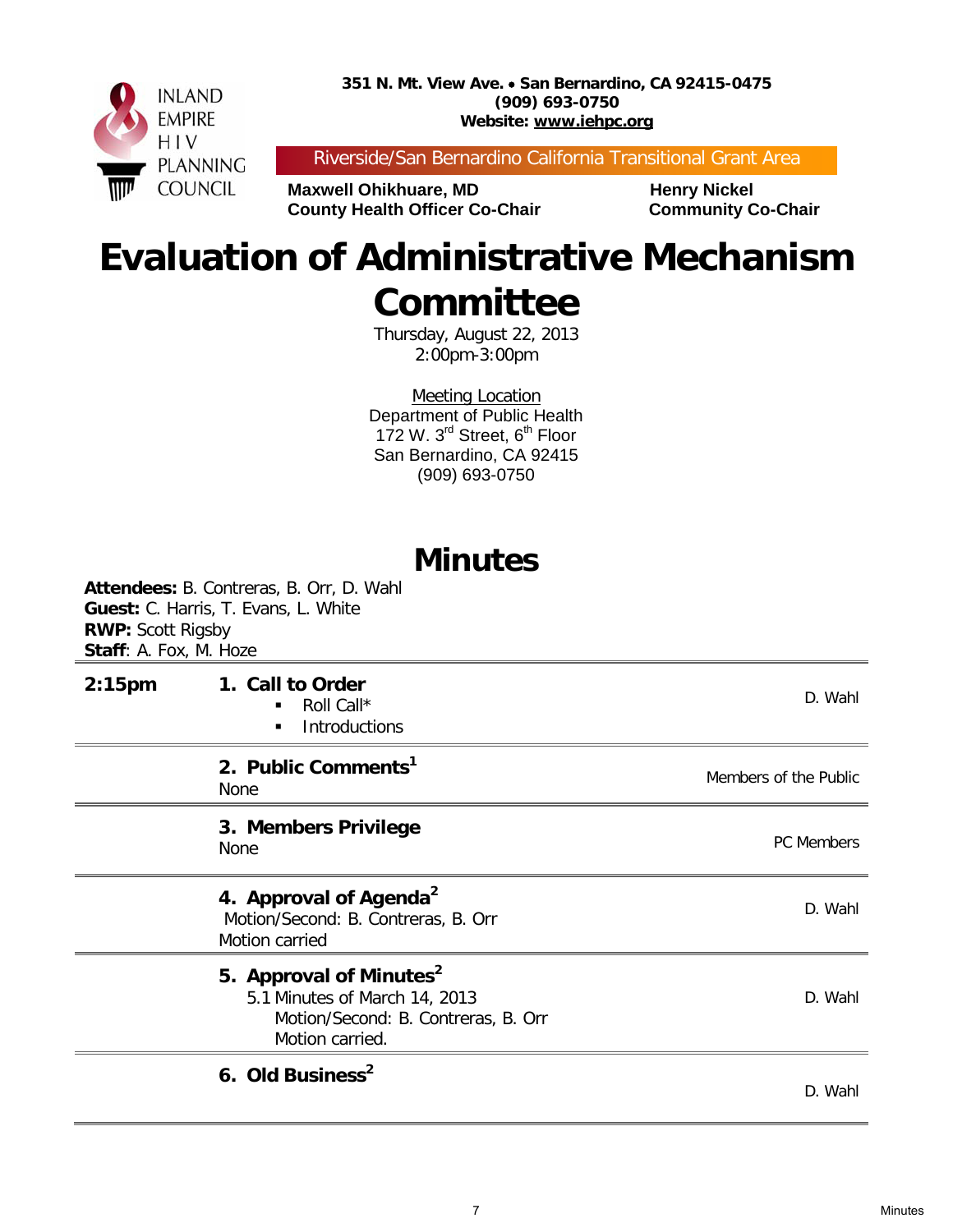INLAND EMPIRE HIV PLANNING COUNCIL

**351 N. Mt. View Ave. • San Bernardino, CA 92415-0475**
**(909) 693-0750**
**Website: www.iehpc.org**

Riverside/San Bernardino California Transitional Grant Area

**Maxwell Ohikhuare, MD**
**County Health Officer Co-Chair**

**Henry Nickel**
**Community Co-Chair**

# Evaluation of Administrative Mechanism Committee

Thursday, August 22, 2013
2:00pm-3:00pm

Meeting Location
Department of Public Health
172 W. 3rd Street, 6th Floor
San Bernardino, CA 92415
(909) 693-0750

## Minutes

**Attendees:** B. Contreras, B. Orr, D. Wahl
**Guest:** C. Harris, T. Evans, L. White
**RWP:** Scott Rigsby
**Staff**: A. Fox, M. Hoze

| | | |
|---|---|---|
| 2:15pm | **1. Call to Order**<br>▪ Roll Call*<br>▪ Introductions | D. Wahl |
| | **2. Public Comments[1]**<br>None | Members of the Public |
| | **3. Members Privilege**<br>None | PC Members |
| | **4. Approval of Agenda[2]**<br>Motion/Second: B. Contreras, B. Orr<br>Motion carried | D. Wahl |
| | **5. Approval of Minutes[2]**<br>5.1 Minutes of March 14, 2013<br>Motion/Second: B. Contreras, B. Orr<br>Motion carried. | D. Wahl |
| | **6. Old Business[2]** | D. Wahl |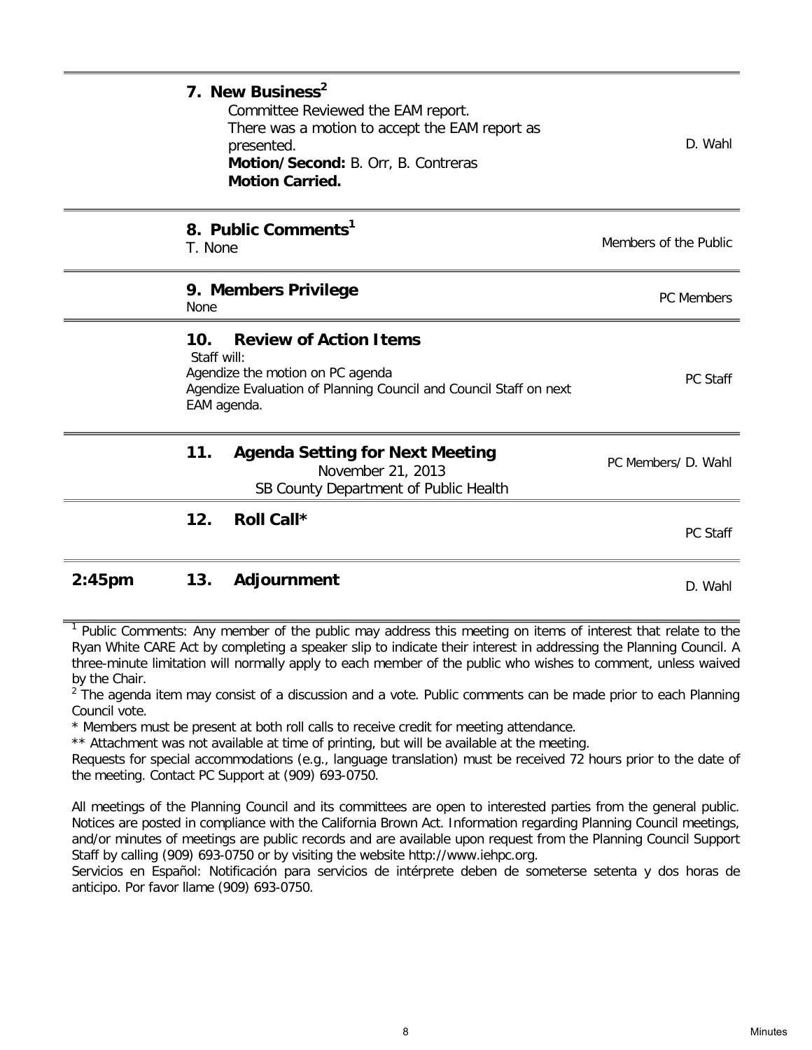| | | |
|---|---|---|
| | **7. New Business[2]**<br>Committee Reviewed the EAM report.<br>There was a motion to accept the EAM report as presented.<br>**Motion/Second:** B. Orr, B. Contreras<br>**Motion Carried.** | D. Wahl |
| | **8. Public Comments[1]**<br>T. None | Members of the Public |
| | **9. Members Privilege**<br>None | PC Members |
| | **10. Review of Action Items**<br>Staff will:<br>Agendize the motion on PC agenda<br>Agendize Evaluation of Planning Council and Council Staff on next EAM agenda. | PC Staff |
| | **11. Agenda Setting for Next Meeting**<br>November 21, 2013<br>SB County Department of Public Health | PC Members/ D. Wahl |
| | **12. Roll Call*** | PC Staff |
| **2:45pm** | **13. Adjournment** | D. Wahl |

[1] Public Comments: Any member of the public may address this meeting on items of interest that relate to the Ryan White CARE Act by completing a speaker slip to indicate their interest in addressing the Planning Council. A three-minute limitation will normally apply to each member of the public who wishes to comment, unless waived by the Chair.

[2] The agenda item may consist of a discussion and a vote. Public comments can be made prior to each Planning Council vote.

* Members must be present at both roll calls to receive credit for meeting attendance.

** Attachment was not available at time of printing, but will be available at the meeting.

Requests for special accommodations (e.g., language translation) must be received 72 hours prior to the date of the meeting. Contact PC Support at (909) 693-0750.

All meetings of the Planning Council and its committees are open to interested parties from the general public. Notices are posted in compliance with the California Brown Act. Information regarding Planning Council meetings, and/or minutes of meetings are public records and are available upon request from the Planning Council Support Staff by calling (909) 693-0750 or by visiting the website http://www.iehpc.org.

Servicios en Español: Notificación para servicios de intérprete deben de someterse setenta y dos horas de anticipo. Por favor llame (909) 693-0750.